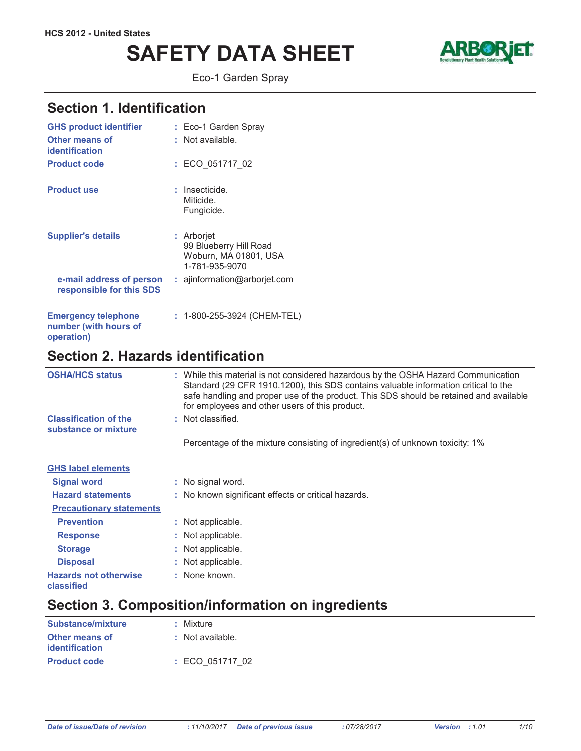HCS 2012 - United States

# SAFETY DATA SHEET

Eco-1 Garden Spray

## Section 1. Identification

| | |
|---|---|
| **GHS product identifier** | : Eco-1 Garden Spray |
| **Other means of identification** | : Not available. |
| **Product code** | : ECO_051717_02 |
| **Product use** | : Insecticide.<br>Miticide.<br>Fungicide. |
| **Supplier's details** | : Arborjet<br>99 Blueberry Hill Road<br>Woburn, MA 01801, USA<br>1-781-935-9070 |
| **e-mail address of person responsible for this SDS** | : ajinformation@arborjet.com |
| **Emergency telephone number (with hours of operation)** | : 1-800-255-3924 (CHEM-TEL) |

## Section 2. Hazards identification

| | |
|---|---|
| **OSHA/HCS status** | : While this material is not considered hazardous by the OSHA Hazard Communication Standard (29 CFR 1910.1200), this SDS contains valuable information critical to the safe handling and proper use of the product. This SDS should be retained and available for employees and other users of this product. |
| **Classification of the substance or mixture** | : Not classified. |
| | Percentage of the mixture consisting of ingredient(s) of unknown toxicity: 1% |

**GHS label elements**

| | |
|---|---|
| **Signal word** | : No signal word. |
| **Hazard statements** | : No known significant effects or critical hazards. |

**Precautionary statements**

| | |
|---|---|
| **Prevention** | : Not applicable. |
| **Response** | : Not applicable. |
| **Storage** | : Not applicable. |
| **Disposal** | : Not applicable. |
| **Hazards not otherwise classified** | : None known. |

## Section 3. Composition/information on ingredients

| | |
|---|---|
| **Substance/mixture** | : Mixture |
| **Other means of identification** | : Not available. |
| **Product code** | : ECO_051717_02 |

*Date of issue/Date of revision* : 11/10/2017 *Date of previous issue* : 07/28/2017 *Version* : 1.01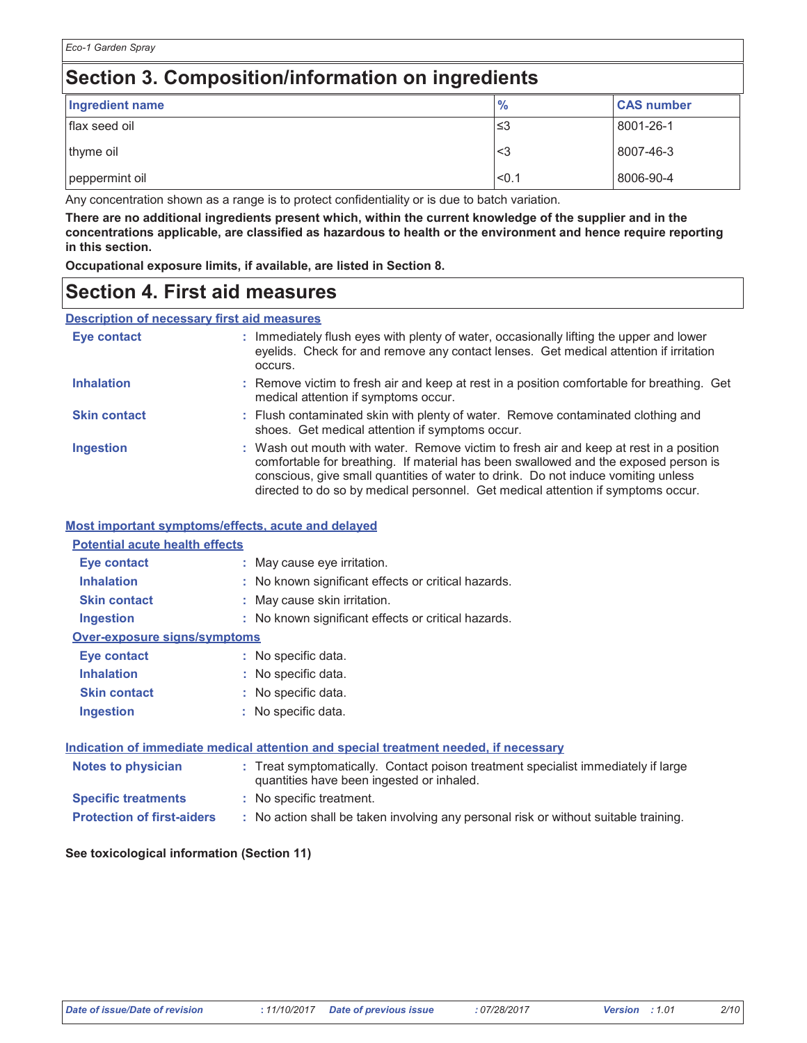## Section 3. Composition/information on ingredients

| Ingredient name | % | CAS number |
| --- | --- | --- |
| flax seed oil | ≤3 | 8001-26-1 |
| thyme oil | <3 | 8007-46-3 |
| peppermint oil | <0.1 | 8006-90-4 |

Any concentration shown as a range is to protect confidentiality or is due to batch variation.

**There are no additional ingredients present which, within the current knowledge of the supplier and in the concentrations applicable, are classified as hazardous to health or the environment and hence require reporting in this section.**

**Occupational exposure limits, if available, are listed in Section 8.**

## Section 4. First aid measures

### Description of necessary first aid measures

**Eye contact** : Immediately flush eyes with plenty of water, occasionally lifting the upper and lower eyelids. Check for and remove any contact lenses. Get medical attention if irritation occurs.

**Inhalation** : Remove victim to fresh air and keep at rest in a position comfortable for breathing. Get medical attention if symptoms occur.

**Skin contact** : Flush contaminated skin with plenty of water. Remove contaminated clothing and shoes. Get medical attention if symptoms occur.

**Ingestion** : Wash out mouth with water. Remove victim to fresh air and keep at rest in a position comfortable for breathing. If material has been swallowed and the exposed person is conscious, give small quantities of water to drink. Do not induce vomiting unless directed to do so by medical personnel. Get medical attention if symptoms occur.

### Most important symptoms/effects, acute and delayed

#### Potential acute health effects

**Eye contact** : May cause eye irritation.

**Inhalation** : No known significant effects or critical hazards.

**Skin contact** : May cause skin irritation.

**Ingestion** : No known significant effects or critical hazards.

#### Over-exposure signs/symptoms

**Eye contact** : No specific data.

**Inhalation** : No specific data.

**Skin contact** : No specific data.

**Ingestion** : No specific data.

### Indication of immediate medical attention and special treatment needed, if necessary

**Notes to physician** : Treat symptomatically. Contact poison treatment specialist immediately if large quantities have been ingested or inhaled.

**Specific treatments** : No specific treatment.

**Protection of first-aiders** : No action shall be taken involving any personal risk or without suitable training.

**See toxicological information (Section 11)**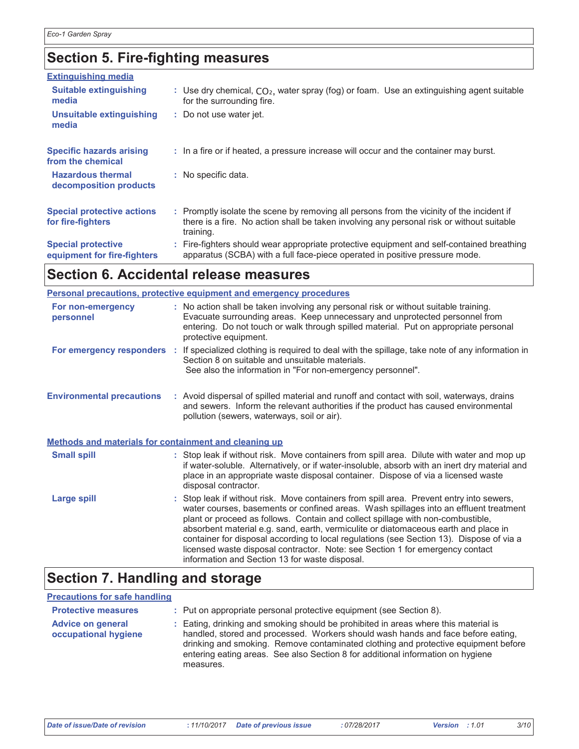## Section 5. Fire-fighting measures

### Extinguishing media

**Suitable extinguishing media** : Use dry chemical, $CO_2$, water spray (fog) or foam. Use an extinguishing agent suitable for the surrounding fire.

**Unsuitable extinguishing media** : Do not use water jet.

**Specific hazards arising from the chemical** : In a fire or if heated, a pressure increase will occur and the container may burst.

**Hazardous thermal decomposition products** : No specific data.

**Special protective actions for fire-fighters** : Promptly isolate the scene by removing all persons from the vicinity of the incident if there is a fire. No action shall be taken involving any personal risk or without suitable training.

**Special protective equipment for fire-fighters** : Fire-fighters should wear appropriate protective equipment and self-contained breathing apparatus (SCBA) with a full face-piece operated in positive pressure mode.

## Section 6. Accidental release measures

### Personal precautions, protective equipment and emergency procedures

**For non-emergency personnel** : No action shall be taken involving any personal risk or without suitable training. Evacuate surrounding areas. Keep unnecessary and unprotected personnel from entering. Do not touch or walk through spilled material. Put on appropriate personal protective equipment.

**For emergency responders** : If specialized clothing is required to deal with the spillage, take note of any information in Section 8 on suitable and unsuitable materials. See also the information in "For non-emergency personnel".

**Environmental precautions** : Avoid dispersal of spilled material and runoff and contact with soil, waterways, drains and sewers. Inform the relevant authorities if the product has caused environmental pollution (sewers, waterways, soil or air).

### Methods and materials for containment and cleaning up

**Small spill** : Stop leak if without risk. Move containers from spill area. Dilute with water and mop up if water-soluble. Alternatively, or if water-insoluble, absorb with an inert dry material and place in an appropriate waste disposal container. Dispose of via a licensed waste disposal contractor.

**Large spill** : Stop leak if without risk. Move containers from spill area. Prevent entry into sewers, water courses, basements or confined areas. Wash spillages into an effluent treatment plant or proceed as follows. Contain and collect spillage with non-combustible, absorbent material e.g. sand, earth, vermiculite or diatomaceous earth and place in container for disposal according to local regulations (see Section 13). Dispose of via a licensed waste disposal contractor. Note: see Section 1 for emergency contact information and Section 13 for waste disposal.

## Section 7. Handling and storage

### Precautions for safe handling

**Protective measures** : Put on appropriate personal protective equipment (see Section 8).

**Advice on general occupational hygiene** : Eating, drinking and smoking should be prohibited in areas where this material is handled, stored and processed. Workers should wash hands and face before eating, drinking and smoking. Remove contaminated clothing and protective equipment before entering eating areas. See also Section 8 for additional information on hygiene measures.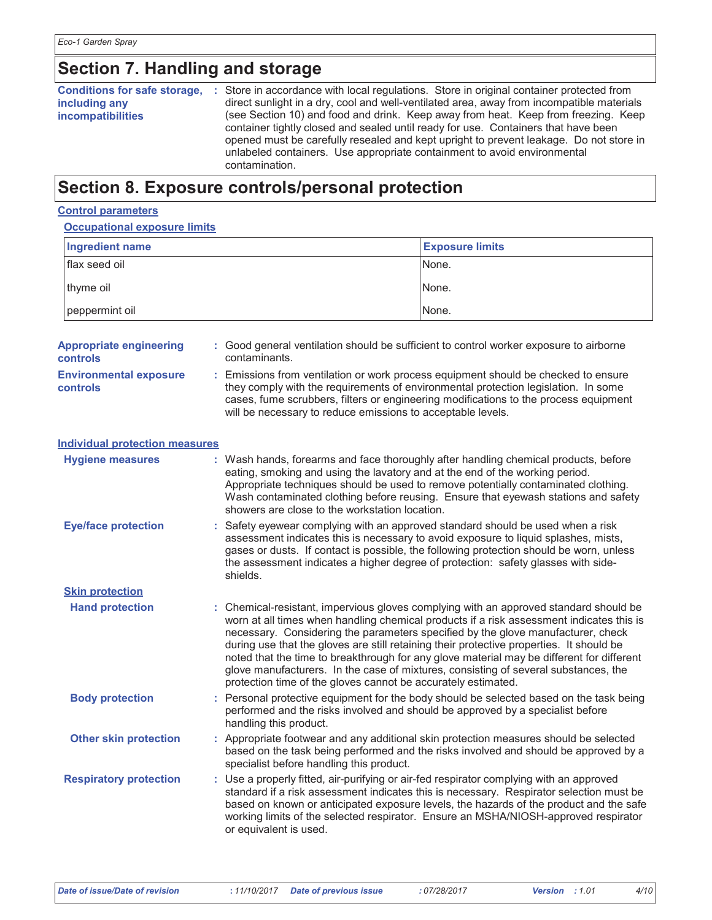## Section 7. Handling and storage

**Conditions for safe storage, including any incompatibilities** : Store in accordance with local regulations. Store in original container protected from direct sunlight in a dry, cool and well-ventilated area, away from incompatible materials (see Section 10) and food and drink. Keep away from heat. Keep from freezing. Keep container tightly closed and sealed until ready for use. Containers that have been opened must be carefully resealed and kept upright to prevent leakage. Do not store in unlabeled containers. Use appropriate containment to avoid environmental contamination.

## Section 8. Exposure controls/personal protection

### Control parameters

#### Occupational exposure limits

| Ingredient name | Exposure limits |
|---|---|
| flax seed oil | None. |
| thyme oil | None. |
| peppermint oil | None. |

**Appropriate engineering controls** : Good general ventilation should be sufficient to control worker exposure to airborne contaminants.

**Environmental exposure controls** : Emissions from ventilation or work process equipment should be checked to ensure they comply with the requirements of environmental protection legislation. In some cases, fume scrubbers, filters or engineering modifications to the process equipment will be necessary to reduce emissions to acceptable levels.

### Individual protection measures

**Hygiene measures** : Wash hands, forearms and face thoroughly after handling chemical products, before eating, smoking and using the lavatory and at the end of the working period. Appropriate techniques should be used to remove potentially contaminated clothing. Wash contaminated clothing before reusing. Ensure that eyewash stations and safety showers are close to the workstation location.

**Eye/face protection** : Safety eyewear complying with an approved standard should be used when a risk assessment indicates this is necessary to avoid exposure to liquid splashes, mists, gases or dusts. If contact is possible, the following protection should be worn, unless the assessment indicates a higher degree of protection: safety glasses with side-shields.

**Skin protection**

**Hand protection** : Chemical-resistant, impervious gloves complying with an approved standard should be worn at all times when handling chemical products if a risk assessment indicates this is necessary. Considering the parameters specified by the glove manufacturer, check during use that the gloves are still retaining their protective properties. It should be noted that the time to breakthrough for any glove material may be different for different glove manufacturers. In the case of mixtures, consisting of several substances, the protection time of the gloves cannot be accurately estimated.

**Body protection** : Personal protective equipment for the body should be selected based on the task being performed and the risks involved and should be approved by a specialist before handling this product.

**Other skin protection** : Appropriate footwear and any additional skin protection measures should be selected based on the task being performed and the risks involved and should be approved by a specialist before handling this product.

**Respiratory protection** : Use a properly fitted, air-purifying or air-fed respirator complying with an approved standard if a risk assessment indicates this is necessary. Respirator selection must be based on known or anticipated exposure levels, the hazards of the product and the safe working limits of the selected respirator. Ensure an MSHA/NIOSH-approved respirator or equivalent is used.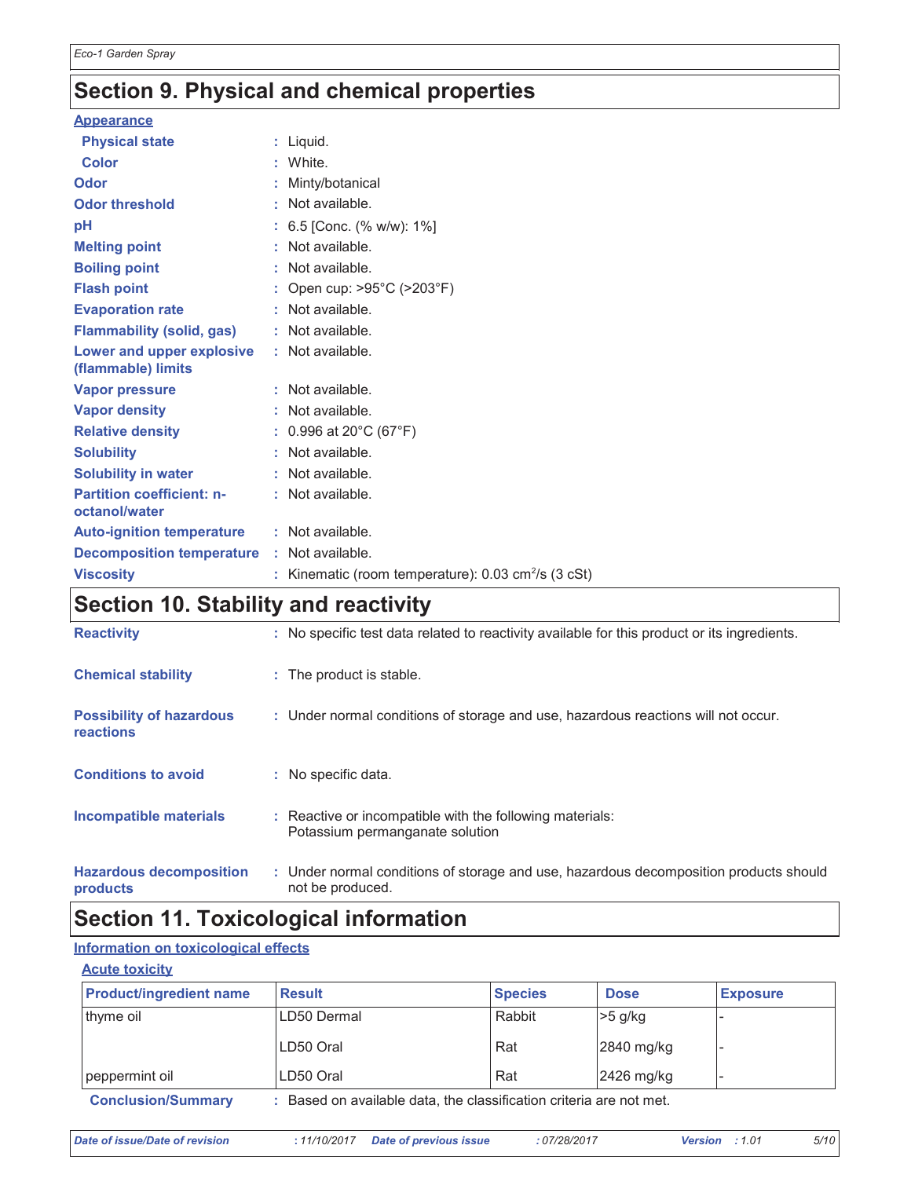## Section 9. Physical and chemical properties

**Appearance**

| | |
|---|---|
| **Physical state** | : Liquid. |
| **Color** | : White. |
| **Odor** | : Minty/botanical |
| **Odor threshold** | : Not available. |
| **pH** | : 6.5 [Conc. (% w/w): 1%] |
| **Melting point** | : Not available. |
| **Boiling point** | : Not available. |
| **Flash point** | : Open cup: >95°C (>203°F) |
| **Evaporation rate** | : Not available. |
| **Flammability (solid, gas)** | : Not available. |
| **Lower and upper explosive (flammable) limits** | : Not available. |
| **Vapor pressure** | : Not available. |
| **Vapor density** | : Not available. |
| **Relative density** | : 0.996 at 20°C (67°F) |
| **Solubility** | : Not available. |
| **Solubility in water** | : Not available. |
| **Partition coefficient: n-octanol/water** | : Not available. |
| **Auto-ignition temperature** | : Not available. |
| **Decomposition temperature** | : Not available. |
| **Viscosity** | : Kinematic (room temperature): 0.03 $cm^2/s$ (3 cSt) |

## Section 10. Stability and reactivity

| | |
|---|---|
| **Reactivity** | : No specific test data related to reactivity available for this product or its ingredients. |
| **Chemical stability** | : The product is stable. |
| **Possibility of hazardous reactions** | : Under normal conditions of storage and use, hazardous reactions will not occur. |
| **Conditions to avoid** | : No specific data. |
| **Incompatible materials** | : Reactive or incompatible with the following materials: Potassium permanganate solution |
| **Hazardous decomposition products** | : Under normal conditions of storage and use, hazardous decomposition products should not be produced. |

## Section 11. Toxicological information

**Information on toxicological effects**

**Acute toxicity**

| Product/ingredient name | Result | Species | Dose | Exposure |
|---|---|---|---|---|
| thyme oil | LD50 Dermal | Rabbit | >5 g/kg | - |
| | LD50 Oral | Rat | 2840 mg/kg | - |
| peppermint oil | LD50 Oral | Rat | 2426 mg/kg | - |

**Conclusion/Summary** : Based on available data, the classification criteria are not met.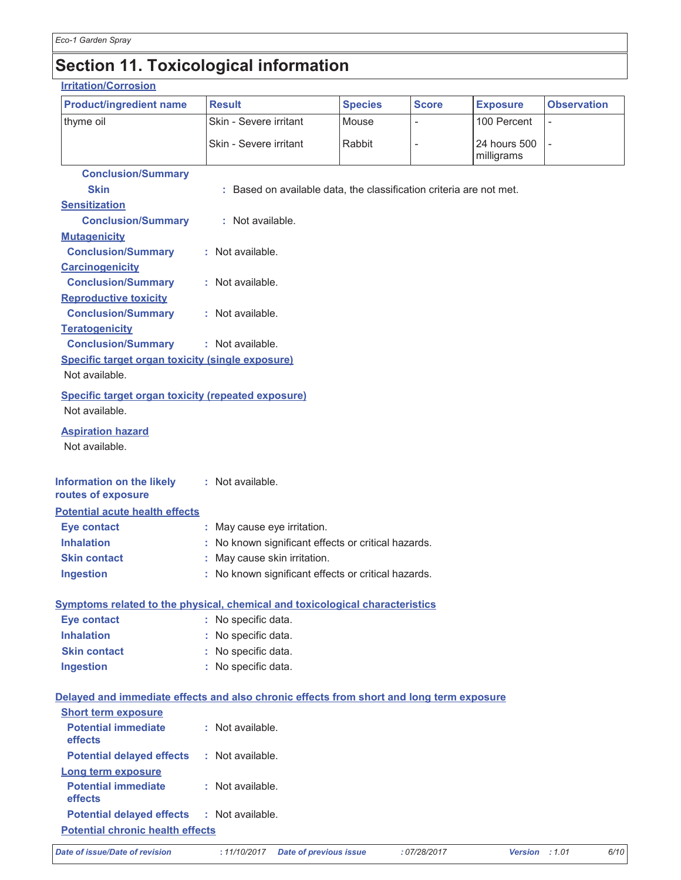## Section 11. Toxicological information

**Irritation/Corrosion**

| Product/ingredient name | Result | Species | Score | Exposure | Observation |
|---|---|---|---|---|---|
| thyme oil | Skin - Severe irritant | Mouse | - | 100 Percent | - |
| | Skin - Severe irritant | Rabbit | - | 24 hours 500 milligrams | - |

**Conclusion/Summary**

**Skin** : Based on available data, the classification criteria are not met.

**Sensitization**

**Conclusion/Summary** : Not available.

**Mutagenicity**

**Conclusion/Summary** : Not available.

**Carcinogenicity**

**Conclusion/Summary** : Not available.

**Reproductive toxicity**

**Conclusion/Summary** : Not available.

**Teratogenicity**

**Conclusion/Summary** : Not available.

**Specific target organ toxicity (single exposure)**

Not available.

**Specific target organ toxicity (repeated exposure)**

Not available.

**Aspiration hazard**

Not available.

**Information on the likely routes of exposure** : Not available.

**Potential acute health effects**

**Eye contact** : May cause eye irritation.
**Inhalation** : No known significant effects or critical hazards.
**Skin contact** : May cause skin irritation.
**Ingestion** : No known significant effects or critical hazards.

**Symptoms related to the physical, chemical and toxicological characteristics**

**Eye contact** : No specific data.
**Inhalation** : No specific data.
**Skin contact** : No specific data.
**Ingestion** : No specific data.

**Delayed and immediate effects and also chronic effects from short and long term exposure**

**Short term exposure**

**Potential immediate effects** : Not available.
**Potential delayed effects** : Not available.

**Long term exposure**

**Potential immediate effects** : Not available.
**Potential delayed effects** : Not available.

**Potential chronic health effects**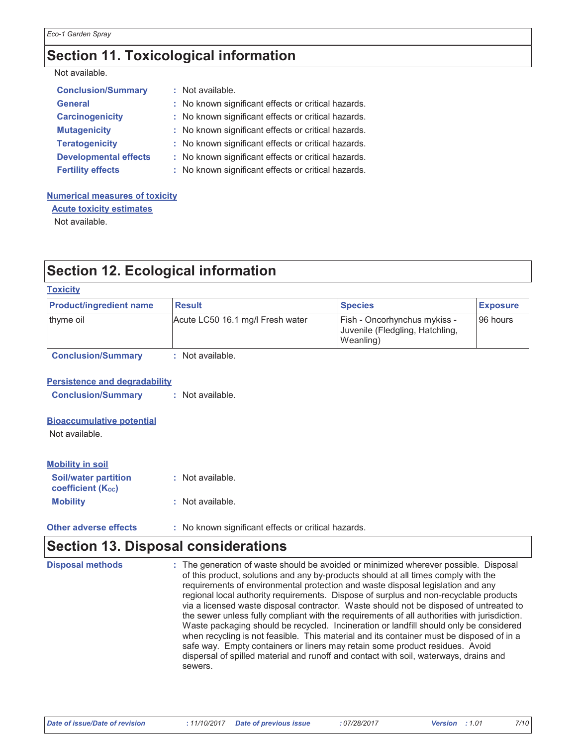## Section 11. Toxicological information

Not available.

**Conclusion/Summary** : Not available.

**General** : No known significant effects or critical hazards.

**Carcinogenicity** : No known significant effects or critical hazards.

**Mutagenicity** : No known significant effects or critical hazards.

**Teratogenicity** : No known significant effects or critical hazards.

**Developmental effects** : No known significant effects or critical hazards.

**Fertility effects** : No known significant effects or critical hazards.

### Numerical measures of toxicity

#### Acute toxicity estimates

Not available.

## Section 12. Ecological information

### Toxicity

| Product/ingredient name | Result | Species | Exposure |
|---|---|---|---|
| thyme oil | Acute LC50 16.1 mg/l Fresh water | Fish - Oncorhynchus mykiss - Juvenile (Fledgling, Hatchling, Weanling) | 96 hours |

**Conclusion/Summary** : Not available.

### Persistence and degradability

**Conclusion/Summary** : Not available.

### Bioaccumulative potential

Not available.

### Mobility in soil

**Soil/water partition coefficient ($K_{OC}$)** : Not available.

**Mobility** : Not available.

**Other adverse effects** : No known significant effects or critical hazards.

## Section 13. Disposal considerations

**Disposal methods** : The generation of waste should be avoided or minimized wherever possible. Disposal of this product, solutions and any by-products should at all times comply with the requirements of environmental protection and waste disposal legislation and any regional local authority requirements. Dispose of surplus and non-recyclable products via a licensed waste disposal contractor. Waste should not be disposed of untreated to the sewer unless fully compliant with the requirements of all authorities with jurisdiction. Waste packaging should be recycled. Incineration or landfill should only be considered when recycling is not feasible. This material and its container must be disposed of in a safe way. Empty containers or liners may retain some product residues. Avoid dispersal of spilled material and runoff and contact with soil, waterways, drains and sewers.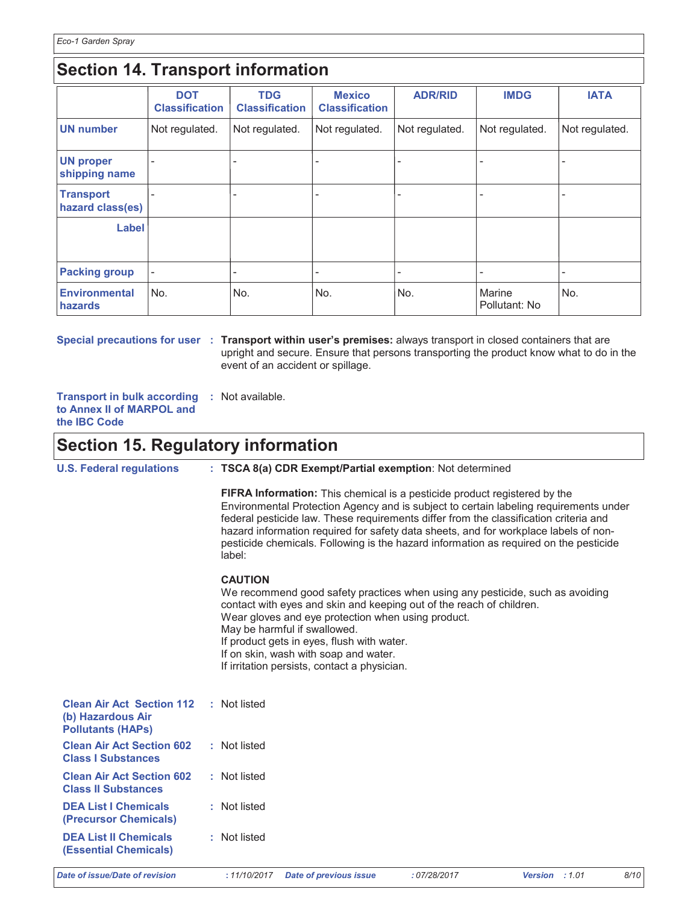## Section 14. Transport information

| | DOT Classification | TDG Classification | Mexico Classification | ADR/RID | IMDG | IATA |
|---|---|---|---|---|---|---|
| **UN number** | Not regulated. | Not regulated. | Not regulated. | Not regulated. | Not regulated. | Not regulated. |
| **UN proper shipping name** | - | - | - | - | - | - |
| **Transport hazard class(es)** | - | - | - | - | - | - |
| **Label** | | | | | | |
| **Packing group** | - | - | - | - | - | - |
| **Environmental hazards** | No. | No. | No. | No. | Marine Pollutant: No | No. |

**Special precautions for user** : **Transport within user's premises:** always transport in closed containers that are upright and secure. Ensure that persons transporting the product know what to do in the event of an accident or spillage.

**Transport in bulk according to Annex II of MARPOL and the IBC Code** : Not available.

## Section 15. Regulatory information

**U.S. Federal regulations** : **TSCA 8(a) CDR Exempt/Partial exemption**: Not determined

**FIFRA Information:** This chemical is a pesticide product registered by the Environmental Protection Agency and is subject to certain labeling requirements under federal pesticide law. These requirements differ from the classification criteria and hazard information required for safety data sheets, and for workplace labels of non-pesticide chemicals. Following is the hazard information as required on the pesticide label:

**CAUTION**
We recommend good safety practices when using any pesticide, such as avoiding contact with eyes and skin and keeping out of the reach of children.
Wear gloves and eye protection when using product.
May be harmful if swallowed.
If product gets in eyes, flush with water.
If on skin, wash with soap and water.
If irritation persists, contact a physician.

**Clean Air Act Section 112 (b) Hazardous Air Pollutants (HAPs)** : Not listed

**Clean Air Act Section 602 Class I Substances** : Not listed

**Clean Air Act Section 602 Class II Substances** : Not listed

**DEA List I Chemicals (Precursor Chemicals)** : Not listed

**DEA List II Chemicals (Essential Chemicals)** : Not listed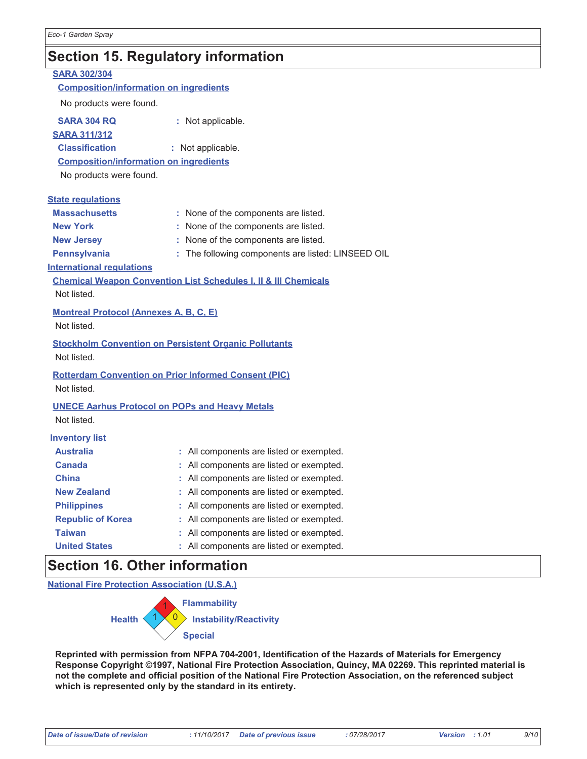## Section 15. Regulatory information

**SARA 302/304**

**Composition/information on ingredients**

No products were found.

**SARA 304 RQ** : Not applicable.

**SARA 311/312**

**Classification** : Not applicable.

**Composition/information on ingredients**

No products were found.

**State regulations**

| | |
|---|---|
| **Massachusetts** | : None of the components are listed. |
| **New York** | : None of the components are listed. |
| **New Jersey** | : None of the components are listed. |
| **Pennsylvania** | : The following components are listed: LINSEED OIL |

**International regulations**

**Chemical Weapon Convention List Schedules I, II & III Chemicals**

Not listed.

**Montreal Protocol (Annexes A, B, C, E)**

Not listed.

**Stockholm Convention on Persistent Organic Pollutants**

Not listed.

**Rotterdam Convention on Prior Informed Consent (PIC)**

Not listed.

**UNECE Aarhus Protocol on POPs and Heavy Metals**

Not listed.

**Inventory list**

| | |
|---|---|
| **Australia** | : All components are listed or exempted. |
| **Canada** | : All components are listed or exempted. |
| **China** | : All components are listed or exempted. |
| **New Zealand** | : All components are listed or exempted. |
| **Philippines** | : All components are listed or exempted. |
| **Republic of Korea** | : All components are listed or exempted. |
| **Taiwan** | : All components are listed or exempted. |
| **United States** | : All components are listed or exempted. |

## Section 16. Other information

**National Fire Protection Association (U.S.A.)**

Health: 1 | Flammability: 1 | Instability/Reactivity: 0 | Special:

**Reprinted with permission from NFPA 704-2001, Identification of the Hazards of Materials for Emergency Response Copyright ©1997, National Fire Protection Association, Quincy, MA 02269. This reprinted material is not the complete and official position of the National Fire Protection Association, on the referenced subject which is represented only by the standard in its entirety.**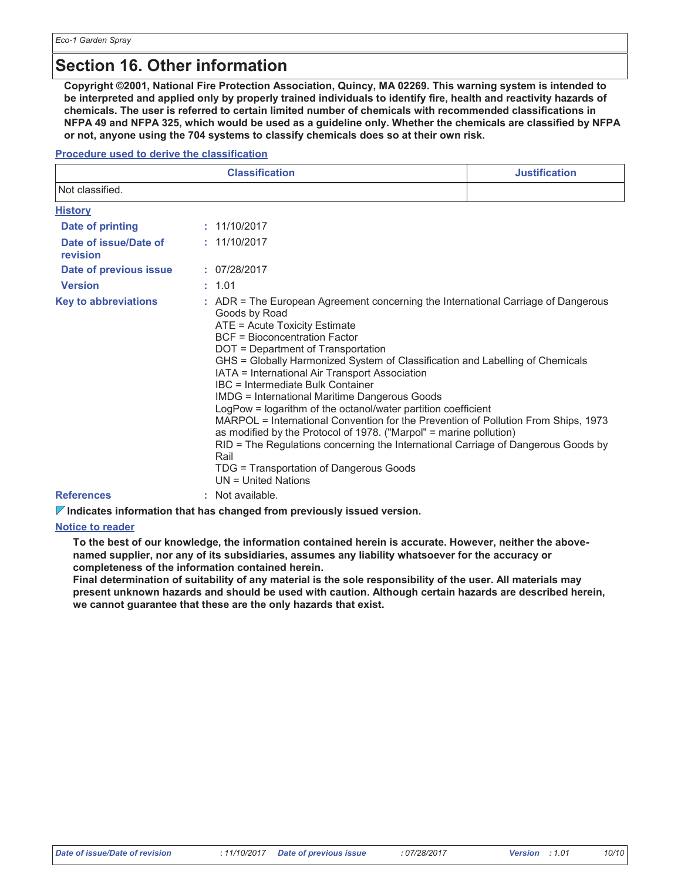# Section 16. Other information

**Copyright ©2001, National Fire Protection Association, Quincy, MA 02269. This warning system is intended to be interpreted and applied only by properly trained individuals to identify fire, health and reactivity hazards of chemicals. The user is referred to certain limited number of chemicals with recommended classifications in NFPA 49 and NFPA 325, which would be used as a guideline only. Whether the chemicals are classified by NFPA or not, anyone using the 704 systems to classify chemicals does so at their own risk.**

**Procedure used to derive the classification**

| Classification | Justification |
|---|---|
| Not classified. | |

**History**

**Date of printing** : 11/10/2017

**Date of issue/Date of revision** : 11/10/2017

**Date of previous issue** : 07/28/2017

**Version** : 1.01

**Key to abbreviations** :
ADR = The European Agreement concerning the International Carriage of Dangerous Goods by Road
ATE = Acute Toxicity Estimate
BCF = Bioconcentration Factor
DOT = Department of Transportation
GHS = Globally Harmonized System of Classification and Labelling of Chemicals
IATA = International Air Transport Association
IBC = Intermediate Bulk Container
IMDG = International Maritime Dangerous Goods
LogPow = logarithm of the octanol/water partition coefficient
MARPOL = International Convention for the Prevention of Pollution From Ships, 1973 as modified by the Protocol of 1978. ("Marpol" = marine pollution)
RID = The Regulations concerning the International Carriage of Dangerous Goods by Rail
TDG = Transportation of Dangerous Goods
UN = United Nations

**References** : Not available.

**Indicates information that has changed from previously issued version.**

**Notice to reader**

**To the best of our knowledge, the information contained herein is accurate. However, neither the above-named supplier, nor any of its subsidiaries, assumes any liability whatsoever for the accuracy or completeness of the information contained herein.**
**Final determination of suitability of any material is the sole responsibility of the user. All materials may present unknown hazards and should be used with caution. Although certain hazards are described herein, we cannot guarantee that these are the only hazards that exist.**